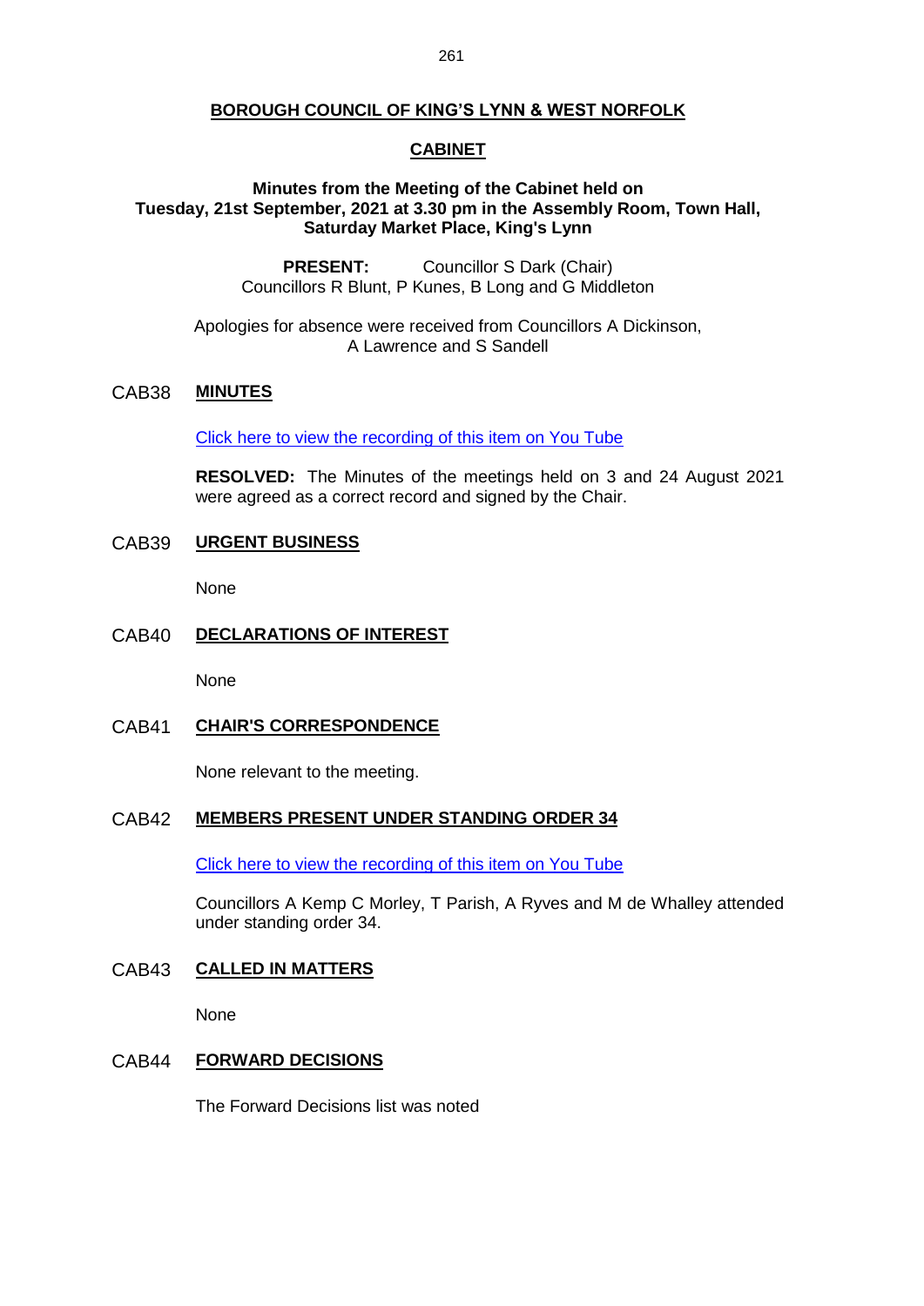# BOROUGH COUNCIL OF KING'S LYNN & WEST NORFOLK

## CABINET

**Minutes from the Meeting of the Cabinet held on Tuesday, 21st September, 2021 at 3.30 pm in the Assembly Room, Town Hall, Saturday Market Place, King's Lynn**

**PRESENT:** Councillor S Dark (Chair)
Councillors R Blunt, P Kunes, B Long and G Middleton

Apologies for absence were received from Councillors A Dickinson, A Lawrence and S Sandell

### CAB38 MINUTES

[Click here to view the recording of this item on You Tube]

**RESOLVED:** The Minutes of the meetings held on 3 and 24 August 2021 were agreed as a correct record and signed by the Chair.

### CAB39 URGENT BUSINESS

None

### CAB40 DECLARATIONS OF INTEREST

None

### CAB41 CHAIR'S CORRESPONDENCE

None relevant to the meeting.

### CAB42 MEMBERS PRESENT UNDER STANDING ORDER 34

[Click here to view the recording of this item on You Tube]

Councillors A Kemp C Morley, T Parish, A Ryves and M de Whalley attended under standing order 34.

### CAB43 CALLED IN MATTERS

None

### CAB44 FORWARD DECISIONS

The Forward Decisions list was noted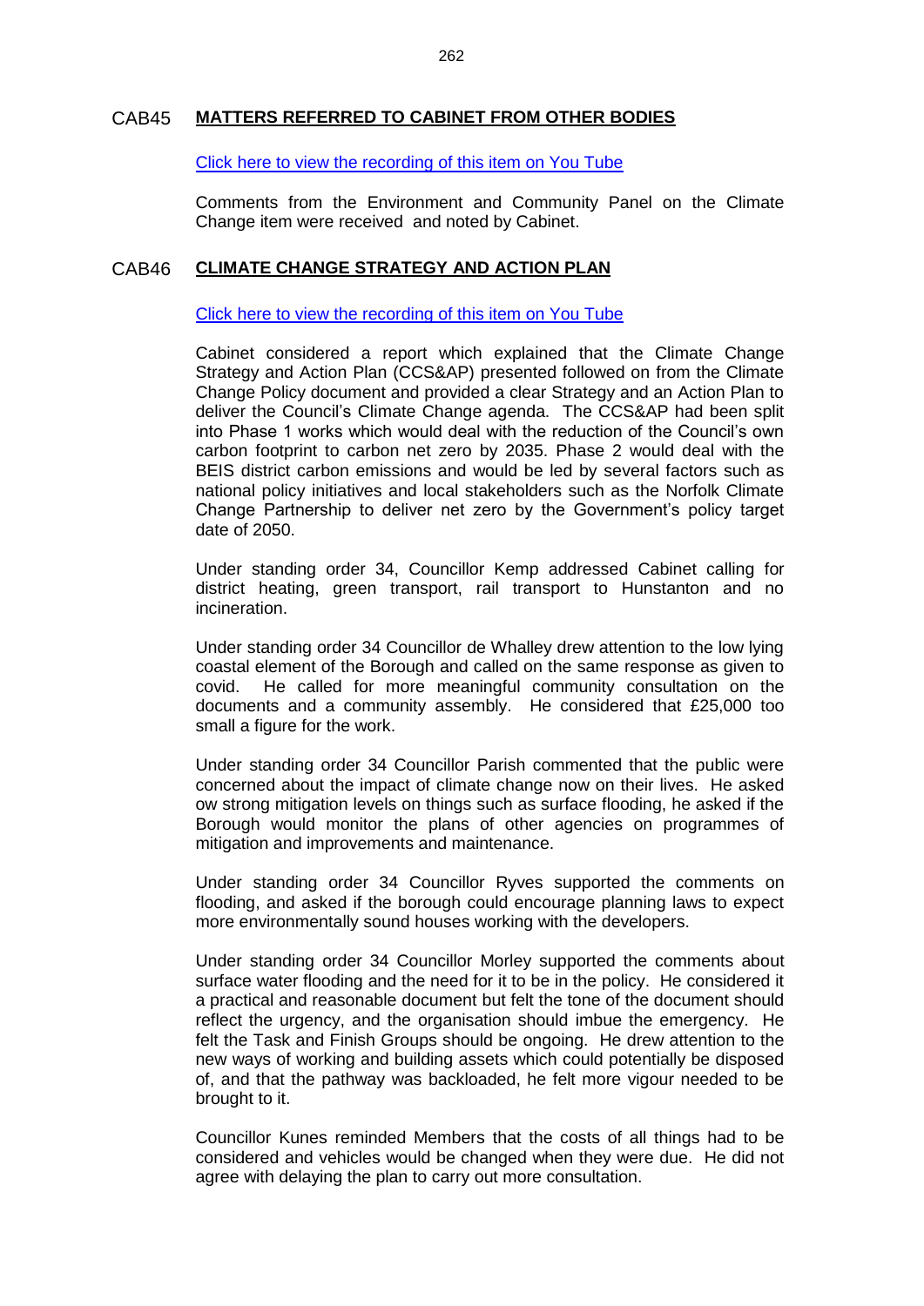## CAB45 **MATTERS REFERRED TO CABINET FROM OTHER BODIES**

[Click here to view the recording of this item on You Tube]

Comments from the Environment and Community Panel on the Climate Change item were received and noted by Cabinet.

## CAB46 **CLIMATE CHANGE STRATEGY AND ACTION PLAN**

[Click here to view the recording of this item on You Tube]

Cabinet considered a report which explained that the Climate Change Strategy and Action Plan (CCS&AP) presented followed on from the Climate Change Policy document and provided a clear Strategy and an Action Plan to deliver the Council's Climate Change agenda. The CCS&AP had been split into Phase 1 works which would deal with the reduction of the Council's own carbon footprint to carbon net zero by 2035. Phase 2 would deal with the BEIS district carbon emissions and would be led by several factors such as national policy initiatives and local stakeholders such as the Norfolk Climate Change Partnership to deliver net zero by the Government's policy target date of 2050.

Under standing order 34, Councillor Kemp addressed Cabinet calling for district heating, green transport, rail transport to Hunstanton and no incineration.

Under standing order 34 Councillor de Whalley drew attention to the low lying coastal element of the Borough and called on the same response as given to covid. He called for more meaningful community consultation on the documents and a community assembly. He considered that £25,000 too small a figure for the work.

Under standing order 34 Councillor Parish commented that the public were concerned about the impact of climate change now on their lives. He asked ow strong mitigation levels on things such as surface flooding, he asked if the Borough would monitor the plans of other agencies on programmes of mitigation and improvements and maintenance.

Under standing order 34 Councillor Ryves supported the comments on flooding, and asked if the borough could encourage planning laws to expect more environmentally sound houses working with the developers.

Under standing order 34 Councillor Morley supported the comments about surface water flooding and the need for it to be in the policy. He considered it a practical and reasonable document but felt the tone of the document should reflect the urgency, and the organisation should imbue the emergency. He felt the Task and Finish Groups should be ongoing. He drew attention to the new ways of working and building assets which could potentially be disposed of, and that the pathway was backloaded, he felt more vigour needed to be brought to it.

Councillor Kunes reminded Members that the costs of all things had to be considered and vehicles would be changed when they were due. He did not agree with delaying the plan to carry out more consultation.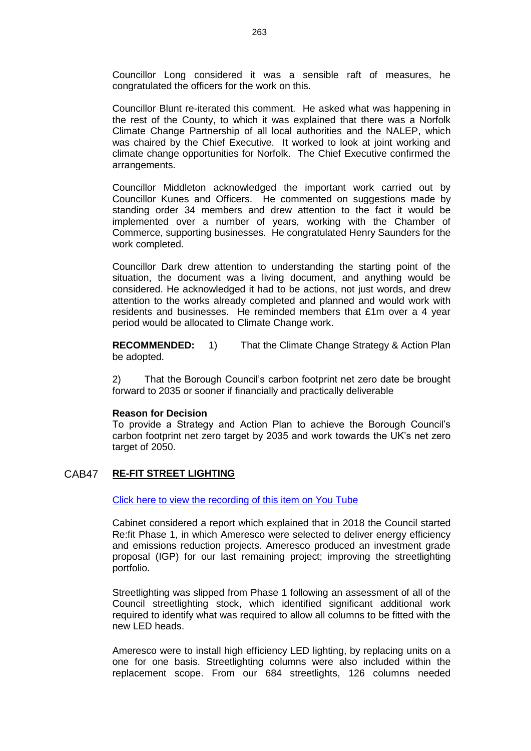Councillor Long considered it was a sensible raft of measures, he congratulated the officers for the work on this.

Councillor Blunt re-iterated this comment. He asked what was happening in the rest of the County, to which it was explained that there was a Norfolk Climate Change Partnership of all local authorities and the NALEP, which was chaired by the Chief Executive. It worked to look at joint working and climate change opportunities for Norfolk. The Chief Executive confirmed the arrangements.

Councillor Middleton acknowledged the important work carried out by Councillor Kunes and Officers. He commented on suggestions made by standing order 34 members and drew attention to the fact it would be implemented over a number of years, working with the Chamber of Commerce, supporting businesses. He congratulated Henry Saunders for the work completed.

Councillor Dark drew attention to understanding the starting point of the situation, the document was a living document, and anything would be considered. He acknowledged it had to be actions, not just words, and drew attention to the works already completed and planned and would work with residents and businesses. He reminded members that £1m over a 4 year period would be allocated to Climate Change work.

**RECOMMENDED:** 1) That the Climate Change Strategy & Action Plan be adopted.

2) That the Borough Council's carbon footprint net zero date be brought forward to 2035 or sooner if financially and practically deliverable

**Reason for Decision**

To provide a Strategy and Action Plan to achieve the Borough Council's carbon footprint net zero target by 2035 and work towards the UK's net zero target of 2050.

## CAB47 RE-FIT STREET LIGHTING

Click here to view the recording of this item on You Tube

Cabinet considered a report which explained that in 2018 the Council started Re:fit Phase 1, in which Ameresco were selected to deliver energy efficiency and emissions reduction projects. Ameresco produced an investment grade proposal (IGP) for our last remaining project; improving the streetlighting portfolio.

Streetlighting was slipped from Phase 1 following an assessment of all of the Council streetlighting stock, which identified significant additional work required to identify what was required to allow all columns to be fitted with the new LED heads.

Ameresco were to install high efficiency LED lighting, by replacing units on a one for one basis. Streetlighting columns were also included within the replacement scope. From our 684 streetlights, 126 columns needed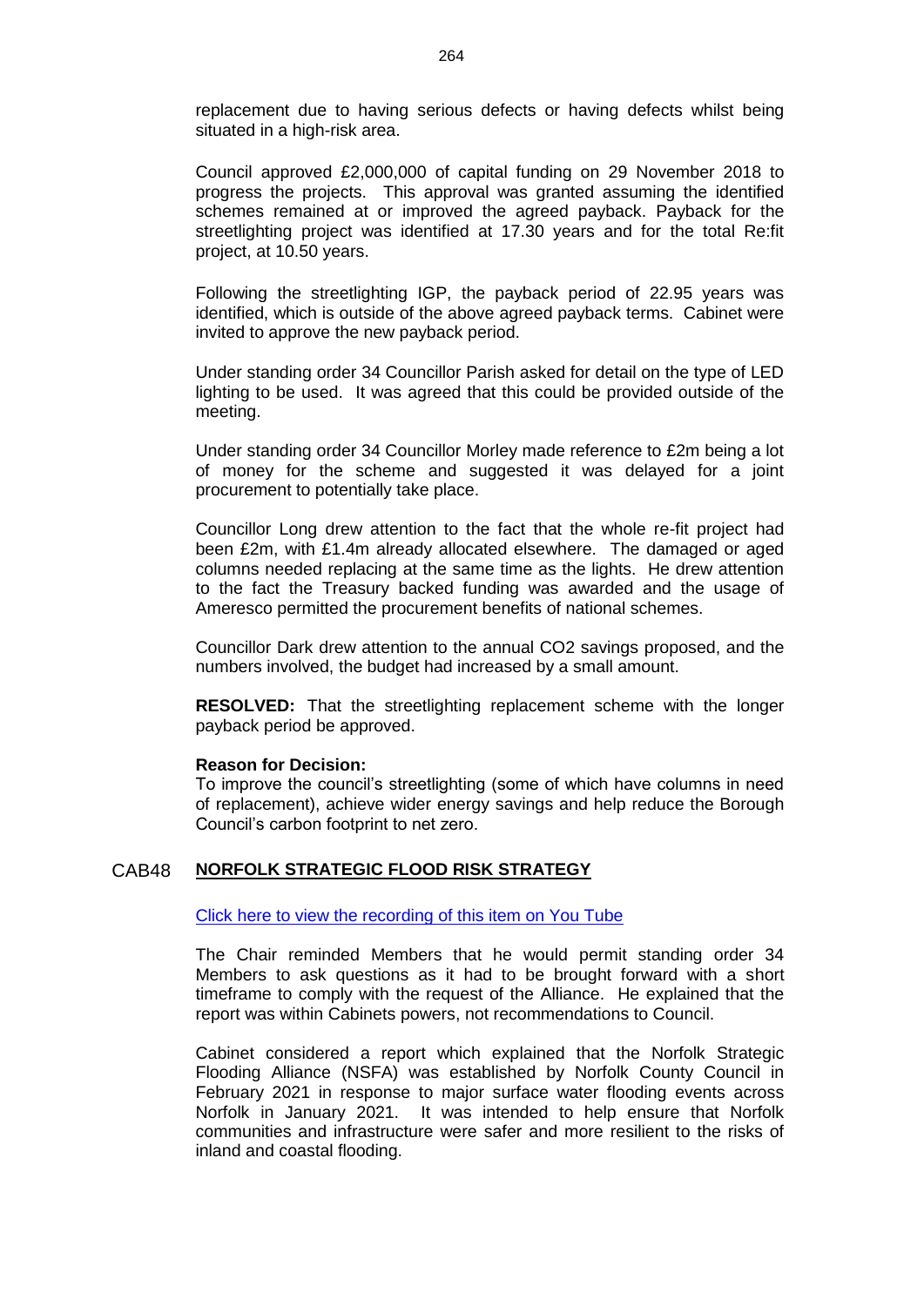replacement due to having serious defects or having defects whilst being situated in a high-risk area.

Council approved £2,000,000 of capital funding on 29 November 2018 to progress the projects. This approval was granted assuming the identified schemes remained at or improved the agreed payback. Payback for the streetlighting project was identified at 17.30 years and for the total Re:fit project, at 10.50 years.

Following the streetlighting IGP, the payback period of 22.95 years was identified, which is outside of the above agreed payback terms. Cabinet were invited to approve the new payback period.

Under standing order 34 Councillor Parish asked for detail on the type of LED lighting to be used. It was agreed that this could be provided outside of the meeting.

Under standing order 34 Councillor Morley made reference to £2m being a lot of money for the scheme and suggested it was delayed for a joint procurement to potentially take place.

Councillor Long drew attention to the fact that the whole re-fit project had been £2m, with £1.4m already allocated elsewhere. The damaged or aged columns needed replacing at the same time as the lights. He drew attention to the fact the Treasury backed funding was awarded and the usage of Ameresco permitted the procurement benefits of national schemes.

Councillor Dark drew attention to the annual $CO_2$ savings proposed, and the numbers involved, the budget had increased by a small amount.

**RESOLVED:** That the streetlighting replacement scheme with the longer payback period be approved.

**Reason for Decision:**
To improve the council's streetlighting (some of which have columns in need of replacement), achieve wider energy savings and help reduce the Borough Council's carbon footprint to net zero.

## CAB48 NORFOLK STRATEGIC FLOOD RISK STRATEGY

Click here to view the recording of this item on You Tube

The Chair reminded Members that he would permit standing order 34 Members to ask questions as it had to be brought forward with a short timeframe to comply with the request of the Alliance. He explained that the report was within Cabinets powers, not recommendations to Council.

Cabinet considered a report which explained that the Norfolk Strategic Flooding Alliance (NSFA) was established by Norfolk County Council in February 2021 in response to major surface water flooding events across Norfolk in January 2021. It was intended to help ensure that Norfolk communities and infrastructure were safer and more resilient to the risks of inland and coastal flooding.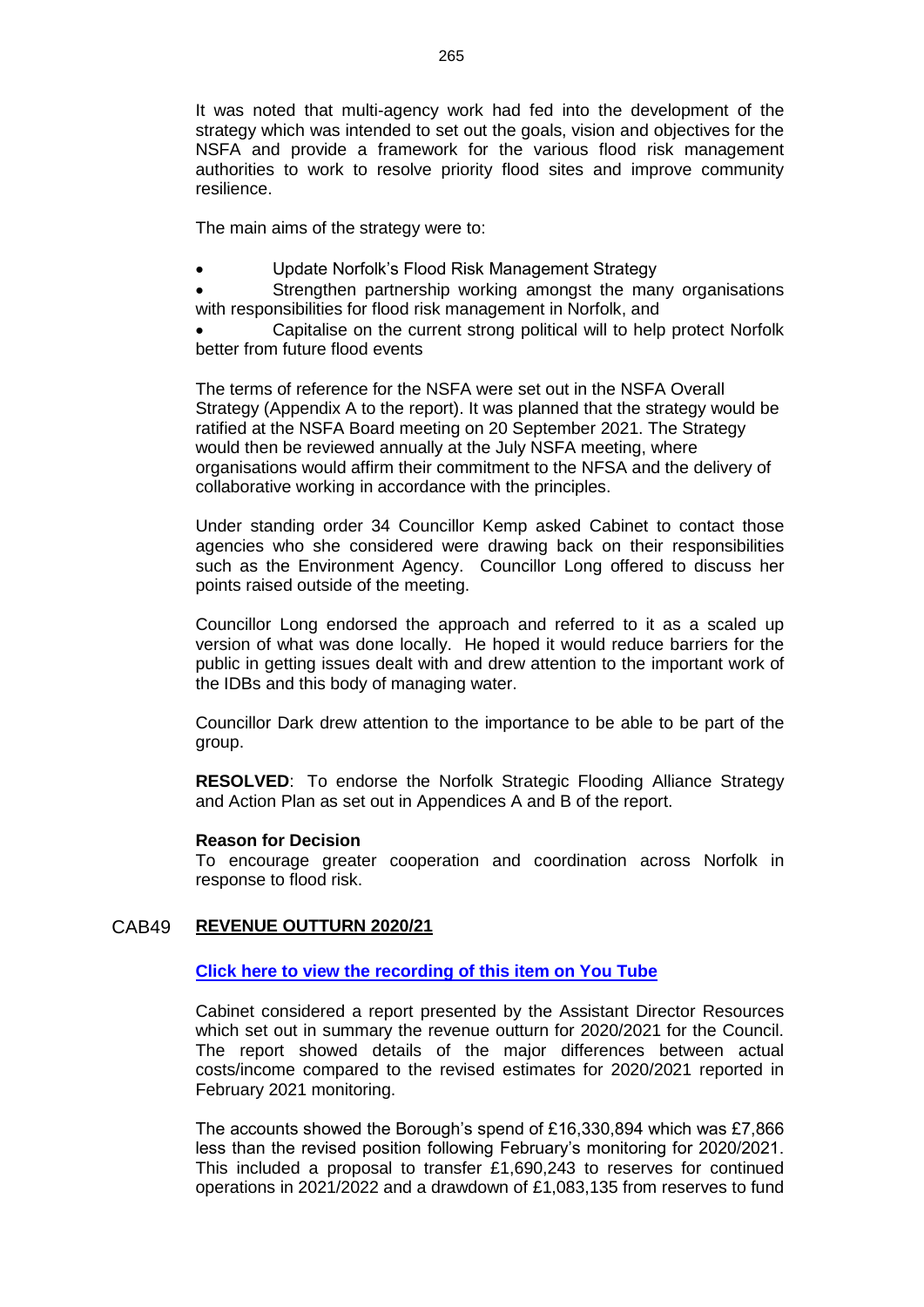It was noted that multi-agency work had fed into the development of the strategy which was intended to set out the goals, vision and objectives for the NSFA and provide a framework for the various flood risk management authorities to work to resolve priority flood sites and improve community resilience.

The main aims of the strategy were to:

- Update Norfolk's Flood Risk Management Strategy
- Strengthen partnership working amongst the many organisations with responsibilities for flood risk management in Norfolk, and
- Capitalise on the current strong political will to help protect Norfolk better from future flood events

The terms of reference for the NSFA were set out in the NSFA Overall Strategy (Appendix A to the report). It was planned that the strategy would be ratified at the NSFA Board meeting on 20 September 2021. The Strategy would then be reviewed annually at the July NSFA meeting, where organisations would affirm their commitment to the NFSA and the delivery of collaborative working in accordance with the principles.

Under standing order 34 Councillor Kemp asked Cabinet to contact those agencies who she considered were drawing back on their responsibilities such as the Environment Agency. Councillor Long offered to discuss her points raised outside of the meeting.

Councillor Long endorsed the approach and referred to it as a scaled up version of what was done locally. He hoped it would reduce barriers for the public in getting issues dealt with and drew attention to the important work of the IDBs and this body of managing water.

Councillor Dark drew attention to the importance to be able to be part of the group.

**RESOLVED**: To endorse the Norfolk Strategic Flooding Alliance Strategy and Action Plan as set out in Appendices A and B of the report.

**Reason for Decision**

To encourage greater cooperation and coordination across Norfolk in response to flood risk.

## CAB49 REVENUE OUTTURN 2020/21

**Click here to view the recording of this item on You Tube**

Cabinet considered a report presented by the Assistant Director Resources which set out in summary the revenue outturn for 2020/2021 for the Council. The report showed details of the major differences between actual costs/income compared to the revised estimates for 2020/2021 reported in February 2021 monitoring.

The accounts showed the Borough's spend of £16,330,894 which was £7,866 less than the revised position following February's monitoring for 2020/2021. This included a proposal to transfer £1,690,243 to reserves for continued operations in 2021/2022 and a drawdown of £1,083,135 from reserves to fund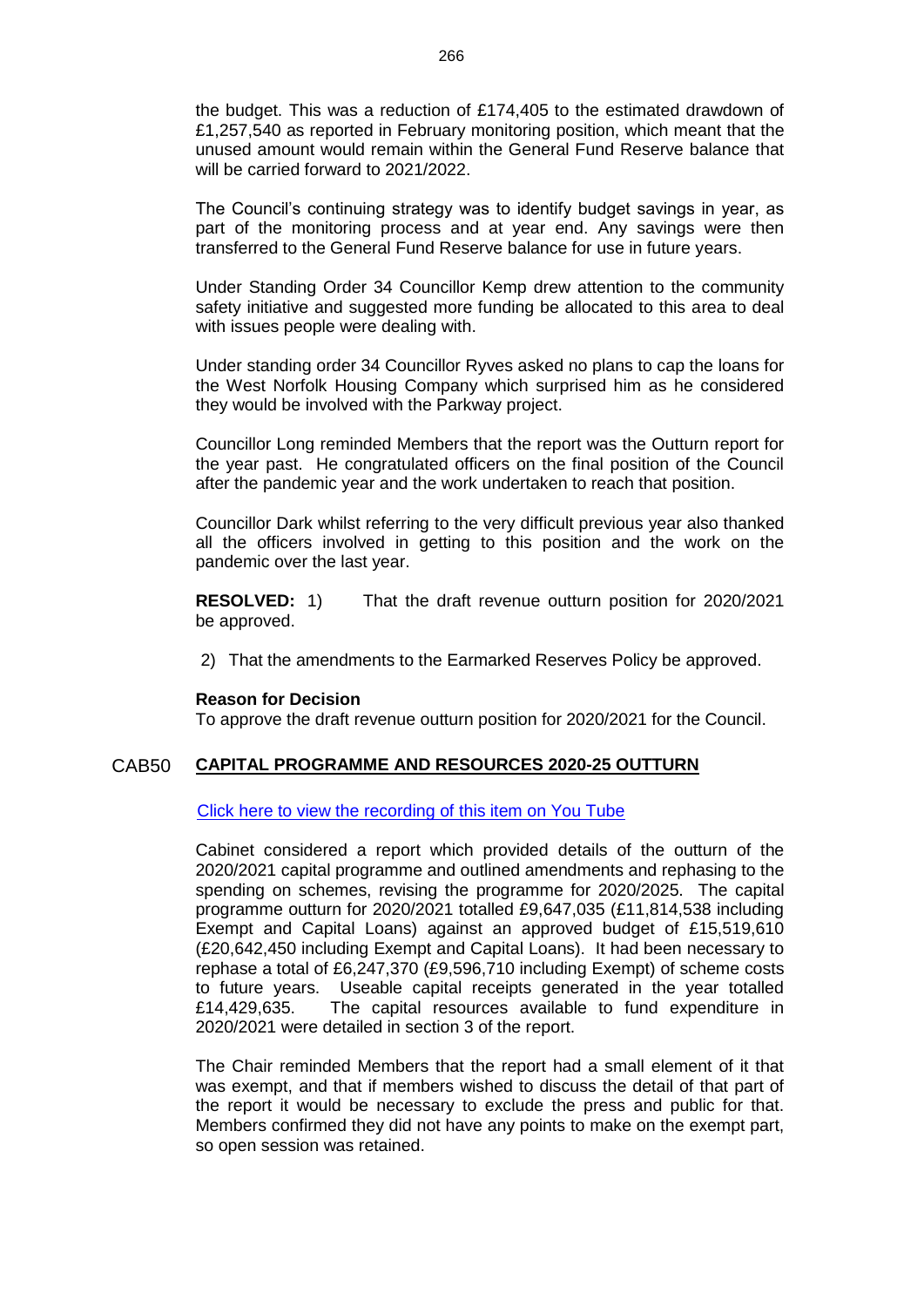the budget. This was a reduction of £174,405 to the estimated drawdown of £1,257,540 as reported in February monitoring position, which meant that the unused amount would remain within the General Fund Reserve balance that will be carried forward to 2021/2022.

The Council's continuing strategy was to identify budget savings in year, as part of the monitoring process and at year end. Any savings were then transferred to the General Fund Reserve balance for use in future years.

Under Standing Order 34 Councillor Kemp drew attention to the community safety initiative and suggested more funding be allocated to this area to deal with issues people were dealing with.

Under standing order 34 Councillor Ryves asked no plans to cap the loans for the West Norfolk Housing Company which surprised him as he considered they would be involved with the Parkway project.

Councillor Long reminded Members that the report was the Outturn report for the year past. He congratulated officers on the final position of the Council after the pandemic year and the work undertaken to reach that position.

Councillor Dark whilst referring to the very difficult previous year also thanked all the officers involved in getting to this position and the work on the pandemic over the last year.

**RESOLVED:** 1) That the draft revenue outturn position for 2020/2021 be approved.

2) That the amendments to the Earmarked Reserves Policy be approved.

**Reason for Decision**

To approve the draft revenue outturn position for 2020/2021 for the Council.

## CAB50 CAPITAL PROGRAMME AND RESOURCES 2020-25 OUTTURN

Click here to view the recording of this item on You Tube

Cabinet considered a report which provided details of the outturn of the 2020/2021 capital programme and outlined amendments and rephasing to the spending on schemes, revising the programme for 2020/2025. The capital programme outturn for 2020/2021 totalled £9,647,035 (£11,814,538 including Exempt and Capital Loans) against an approved budget of £15,519,610 (£20,642,450 including Exempt and Capital Loans). It had been necessary to rephase a total of £6,247,370 (£9,596,710 including Exempt) of scheme costs to future years. Useable capital receipts generated in the year totalled £14,429,635. The capital resources available to fund expenditure in 2020/2021 were detailed in section 3 of the report.

The Chair reminded Members that the report had a small element of it that was exempt, and that if members wished to discuss the detail of that part of the report it would be necessary to exclude the press and public for that. Members confirmed they did not have any points to make on the exempt part, so open session was retained.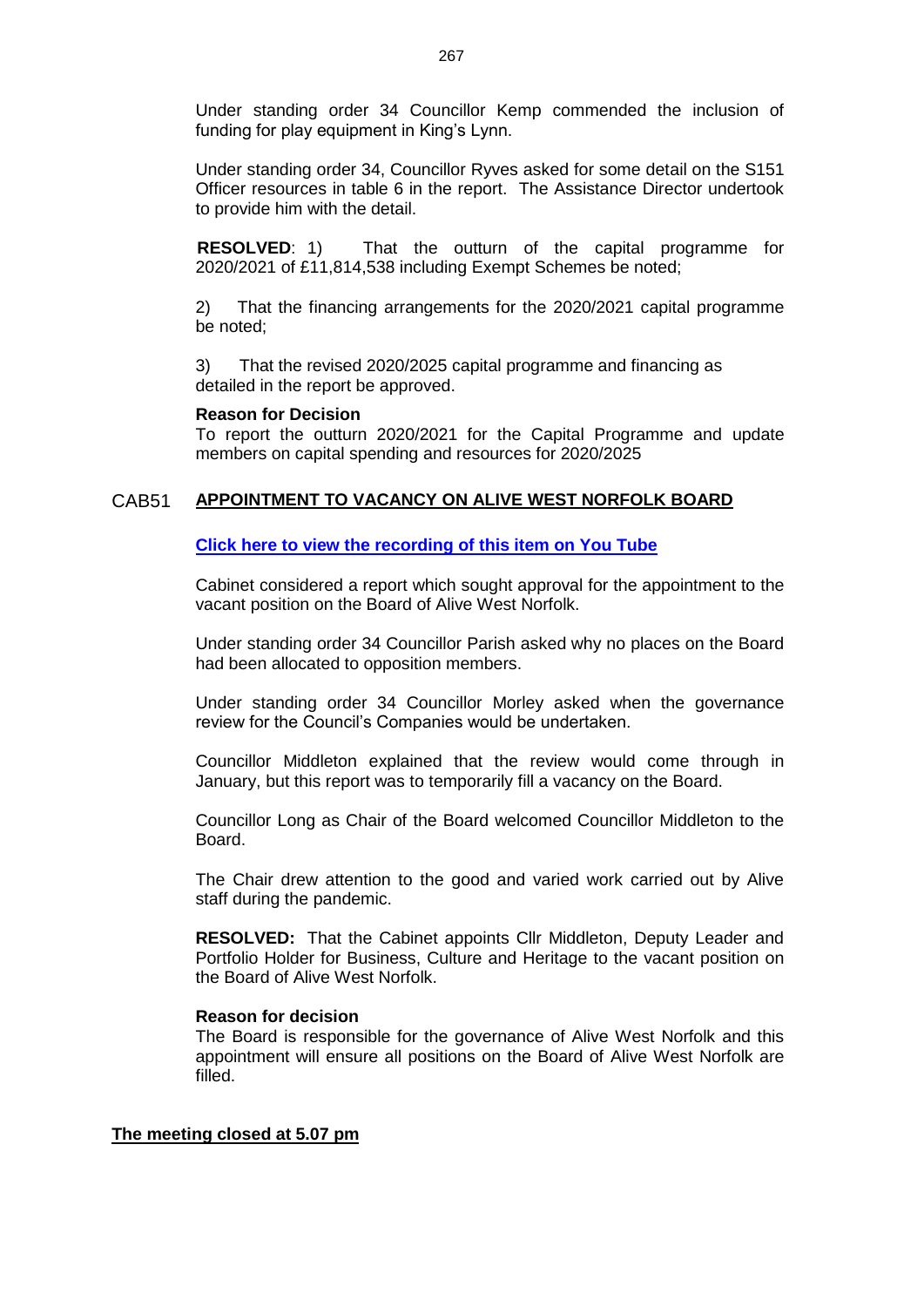Under standing order 34 Councillor Kemp commended the inclusion of funding for play equipment in King's Lynn.

Under standing order 34, Councillor Ryves asked for some detail on the S151 Officer resources in table 6 in the report. The Assistance Director undertook to provide him with the detail.

**RESOLVED**: 1) That the outturn of the capital programme for 2020/2021 of £11,814,538 including Exempt Schemes be noted;

2) That the financing arrangements for the 2020/2021 capital programme be noted;

3) That the revised 2020/2025 capital programme and financing as detailed in the report be approved.

**Reason for Decision**
To report the outturn 2020/2021 for the Capital Programme and update members on capital spending and resources for 2020/2025

## CAB51 APPOINTMENT TO VACANCY ON ALIVE WEST NORFOLK BOARD

**Click here to view the recording of this item on You Tube**

Cabinet considered a report which sought approval for the appointment to the vacant position on the Board of Alive West Norfolk.

Under standing order 34 Councillor Parish asked why no places on the Board had been allocated to opposition members.

Under standing order 34 Councillor Morley asked when the governance review for the Council's Companies would be undertaken.

Councillor Middleton explained that the review would come through in January, but this report was to temporarily fill a vacancy on the Board.

Councillor Long as Chair of the Board welcomed Councillor Middleton to the Board.

The Chair drew attention to the good and varied work carried out by Alive staff during the pandemic.

**RESOLVED:** That the Cabinet appoints Cllr Middleton, Deputy Leader and Portfolio Holder for Business, Culture and Heritage to the vacant position on the Board of Alive West Norfolk.

**Reason for decision**
The Board is responsible for the governance of Alive West Norfolk and this appointment will ensure all positions on the Board of Alive West Norfolk are filled.

**The meeting closed at 5.07 pm**